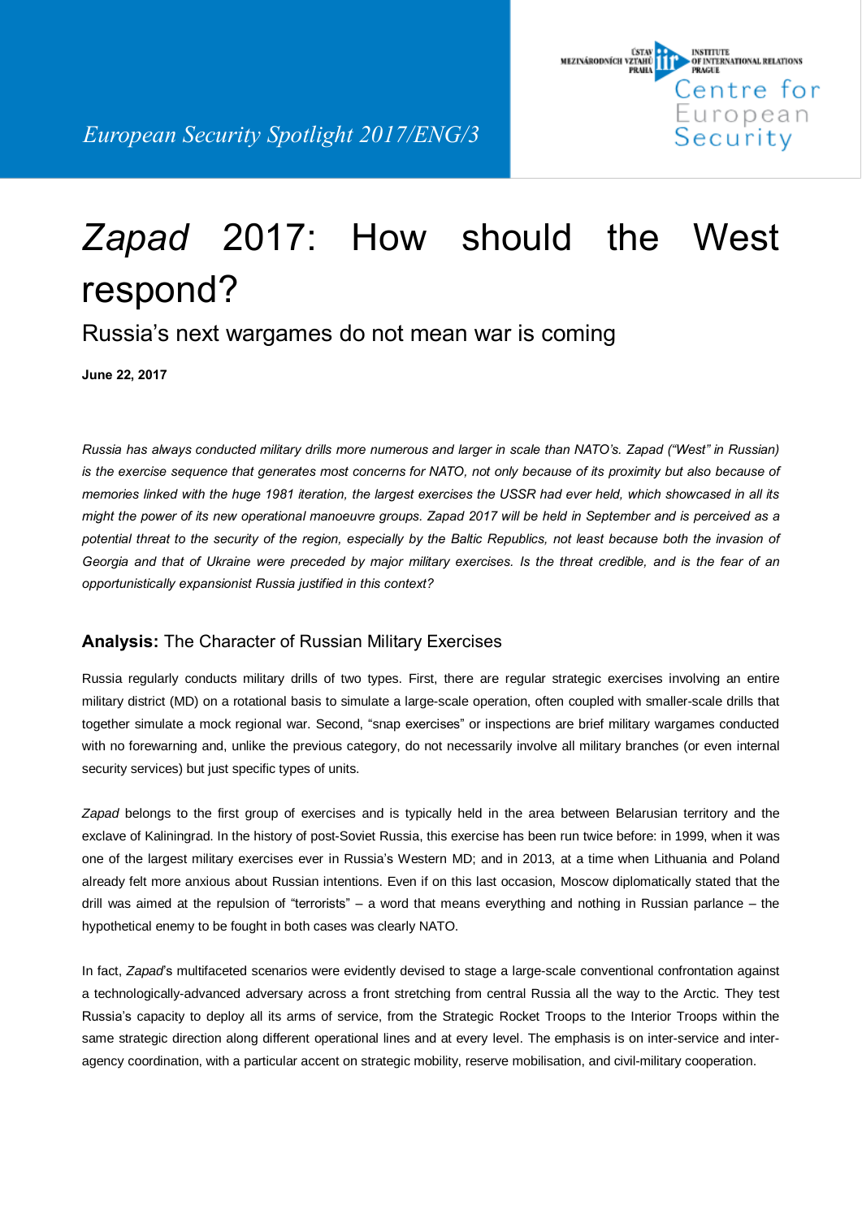European Security Spotlight 2017/ENG/3

Ústav mezinárodních vztahů Praha — Institute of International Relations Prague — Centre for European Security

# *Zapad* 2017: How should the West respond?

## Russia's next wargames do not mean war is coming

**June 22, 2017**

*Russia has always conducted military drills more numerous and larger in scale than NATO's. Zapad ("West" in Russian) is the exercise sequence that generates most concerns for NATO, not only because of its proximity but also because of memories linked with the huge 1981 iteration, the largest exercises the USSR had ever held, which showcased in all its might the power of its new operational manoeuvre groups. Zapad 2017 will be held in September and is perceived as a potential threat to the security of the region, especially by the Baltic Republics, not least because both the invasion of Georgia and that of Ukraine were preceded by major military exercises. Is the threat credible, and is the fear of an opportunistically expansionist Russia justified in this context?*

### **Analysis:** The Character of Russian Military Exercises

Russia regularly conducts military drills of two types. First, there are regular strategic exercises involving an entire military district (MD) on a rotational basis to simulate a large-scale operation, often coupled with smaller-scale drills that together simulate a mock regional war. Second, "snap exercises" or inspections are brief military wargames conducted with no forewarning and, unlike the previous category, do not necessarily involve all military branches (or even internal security services) but just specific types of units.

*Zapad* belongs to the first group of exercises and is typically held in the area between Belarusian territory and the exclave of Kaliningrad. In the history of post-Soviet Russia, this exercise has been run twice before: in 1999, when it was one of the largest military exercises ever in Russia's Western MD; and in 2013, at a time when Lithuania and Poland already felt more anxious about Russian intentions. Even if on this last occasion, Moscow diplomatically stated that the drill was aimed at the repulsion of "terrorists" – a word that means everything and nothing in Russian parlance – the hypothetical enemy to be fought in both cases was clearly NATO.

In fact, *Zapad*'s multifaceted scenarios were evidently devised to stage a large-scale conventional confrontation against a technologically-advanced adversary across a front stretching from central Russia all the way to the Arctic. They test Russia's capacity to deploy all its arms of service, from the Strategic Rocket Troops to the Interior Troops within the same strategic direction along different operational lines and at every level. The emphasis is on inter-service and inter-agency coordination, with a particular accent on strategic mobility, reserve mobilisation, and civil-military cooperation.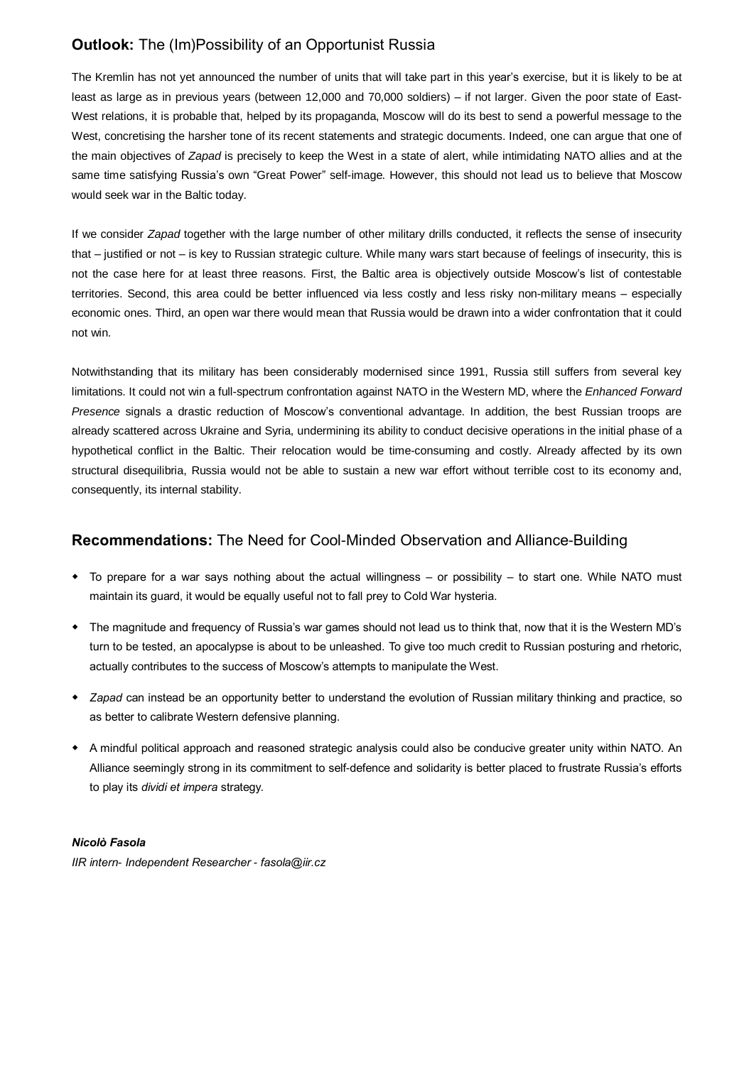## **Outlook:** The (Im)Possibility of an Opportunist Russia

The Kremlin has not yet announced the number of units that will take part in this year's exercise, but it is likely to be at least as large as in previous years (between 12,000 and 70,000 soldiers) – if not larger. Given the poor state of East-West relations, it is probable that, helped by its propaganda, Moscow will do its best to send a powerful message to the West, concretising the harsher tone of its recent statements and strategic documents. Indeed, one can argue that one of the main objectives of *Zapad* is precisely to keep the West in a state of alert, while intimidating NATO allies and at the same time satisfying Russia's own "Great Power" self-image. However, this should not lead us to believe that Moscow would seek war in the Baltic today.

If we consider *Zapad* together with the large number of other military drills conducted, it reflects the sense of insecurity that – justified or not – is key to Russian strategic culture. While many wars start because of feelings of insecurity, this is not the case here for at least three reasons. First, the Baltic area is objectively outside Moscow's list of contestable territories. Second, this area could be better influenced via less costly and less risky non-military means – especially economic ones. Third, an open war there would mean that Russia would be drawn into a wider confrontation that it could not win.

Notwithstanding that its military has been considerably modernised since 1991, Russia still suffers from several key limitations. It could not win a full-spectrum confrontation against NATO in the Western MD, where the *Enhanced Forward Presence* signals a drastic reduction of Moscow's conventional advantage. In addition, the best Russian troops are already scattered across Ukraine and Syria, undermining its ability to conduct decisive operations in the initial phase of a hypothetical conflict in the Baltic. Their relocation would be time-consuming and costly. Already affected by its own structural disequilibria, Russia would not be able to sustain a new war effort without terrible cost to its economy and, consequently, its internal stability.

## **Recommendations:** The Need for Cool-Minded Observation and Alliance-Building

- To prepare for a war says nothing about the actual willingness – or possibility – to start one. While NATO must maintain its guard, it would be equally useful not to fall prey to Cold War hysteria.
- The magnitude and frequency of Russia's war games should not lead us to think that, now that it is the Western MD's turn to be tested, an apocalypse is about to be unleashed. To give too much credit to Russian posturing and rhetoric, actually contributes to the success of Moscow's attempts to manipulate the West.
- *Zapad* can instead be an opportunity better to understand the evolution of Russian military thinking and practice, so as better to calibrate Western defensive planning.
- A mindful political approach and reasoned strategic analysis could also be conducive greater unity within NATO. An Alliance seemingly strong in its commitment to self-defence and solidarity is better placed to frustrate Russia's efforts to play its *dividi et impera* strategy.

***Nicolò Fasola***

*IIR intern- Independent Researcher - fasola@iir.cz*